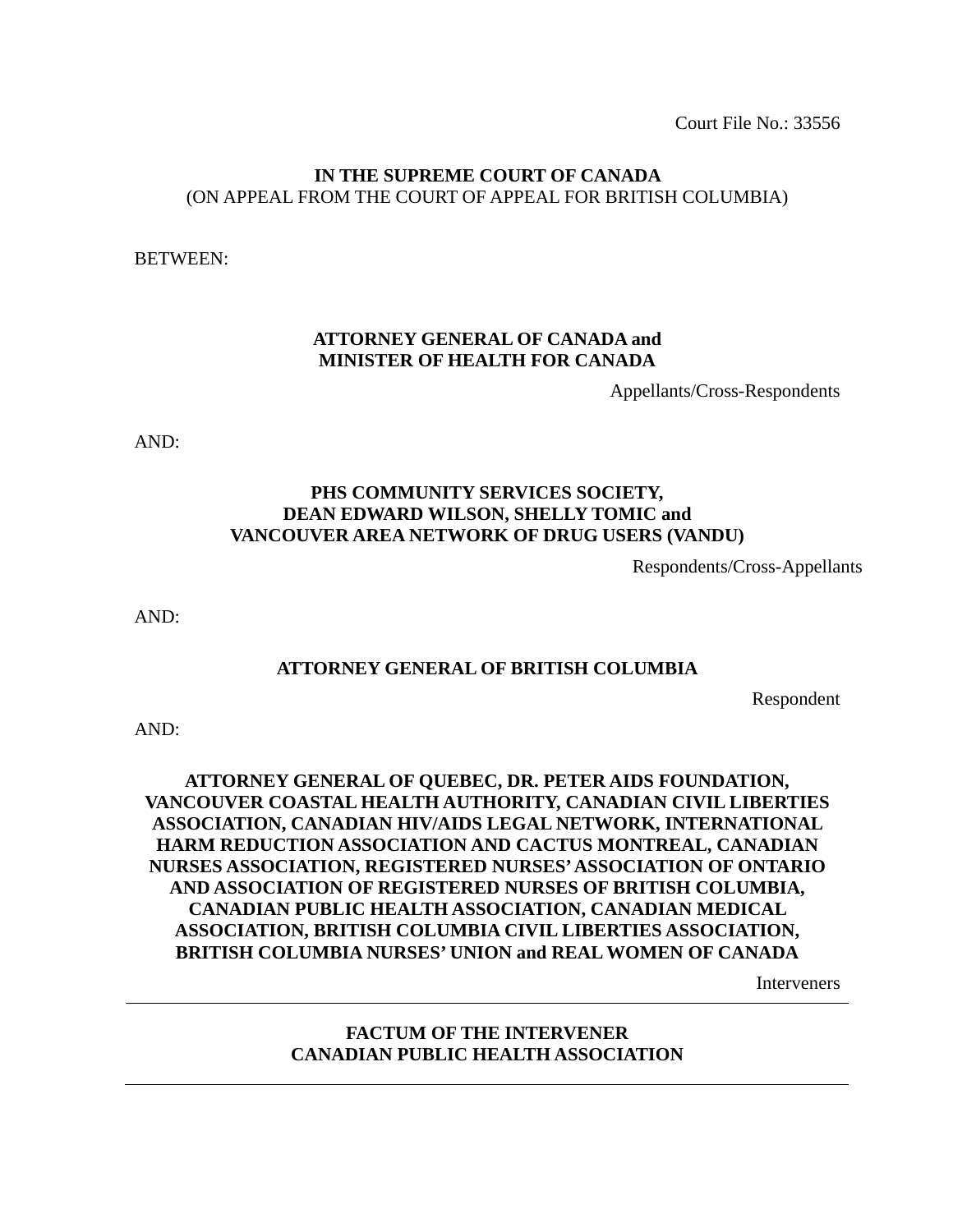Court File No.: 33556

**IN THE SUPREME COURT OF CANADA**
(ON APPEAL FROM THE COURT OF APPEAL FOR BRITISH COLUMBIA)

BETWEEN:

**ATTORNEY GENERAL OF CANADA and**
**MINISTER OF HEALTH FOR CANADA**

Appellants/Cross-Respondents

AND:

**PHS COMMUNITY SERVICES SOCIETY,**
**DEAN EDWARD WILSON, SHELLY TOMIC and**
**VANCOUVER AREA NETWORK OF DRUG USERS (VANDU)**

Respondents/Cross-Appellants

AND:

**ATTORNEY GENERAL OF BRITISH COLUMBIA**

Respondent

AND:

**ATTORNEY GENERAL OF QUEBEC, DR. PETER AIDS FOUNDATION, VANCOUVER COASTAL HEALTH AUTHORITY, CANADIAN CIVIL LIBERTIES ASSOCIATION, CANADIAN HIV/AIDS LEGAL NETWORK, INTERNATIONAL HARM REDUCTION ASSOCIATION AND CACTUS MONTREAL, CANADIAN NURSES ASSOCIATION, REGISTERED NURSES' ASSOCIATION OF ONTARIO AND ASSOCIATION OF REGISTERED NURSES OF BRITISH COLUMBIA, CANADIAN PUBLIC HEALTH ASSOCIATION, CANADIAN MEDICAL ASSOCIATION, BRITISH COLUMBIA CIVIL LIBERTIES ASSOCIATION, BRITISH COLUMBIA NURSES' UNION and REAL WOMEN OF CANADA**

Interveners

---

**FACTUM OF THE INTERVENER**
**CANADIAN PUBLIC HEALTH ASSOCIATION**

---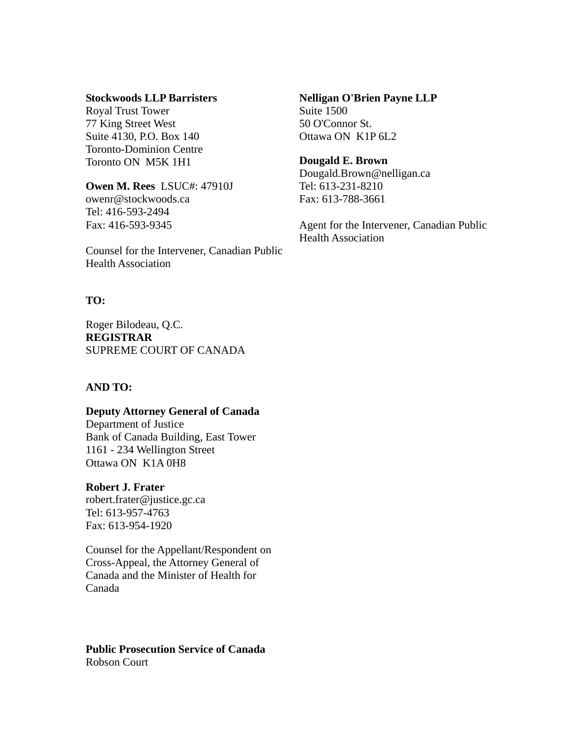**Stockwoods LLP Barristers**
Royal Trust Tower
77 King Street West
Suite 4130, P.O. Box 140
Toronto-Dominion Centre
Toronto ON  M5K 1H1

**Owen M. Rees**  LSUC#: 47910J
owenr@stockwoods.ca
Tel: 416-593-2494
Fax: 416-593-9345

Counsel for the Intervener, Canadian Public Health Association

**Nelligan O'Brien Payne LLP**
Suite 1500
50 O'Connor St.
Ottawa ON  K1P 6L2

**Dougald E. Brown**
Dougald.Brown@nelligan.ca
Tel: 613-231-8210
Fax: 613-788-3661

Agent for the Intervener, Canadian Public Health Association

**TO:**

Roger Bilodeau, Q.C.
**REGISTRAR**
SUPREME COURT OF CANADA

**AND TO:**

**Deputy Attorney General of Canada**
Department of Justice
Bank of Canada Building, East Tower
1161 - 234 Wellington Street
Ottawa ON  K1A 0H8

**Robert J. Frater**
robert.frater@justice.gc.ca
Tel: 613-957-4763
Fax: 613-954-1920

Counsel for the Appellant/Respondent on Cross-Appeal, the Attorney General of Canada and the Minister of Health for Canada

**Public Prosecution Service of Canada**
Robson Court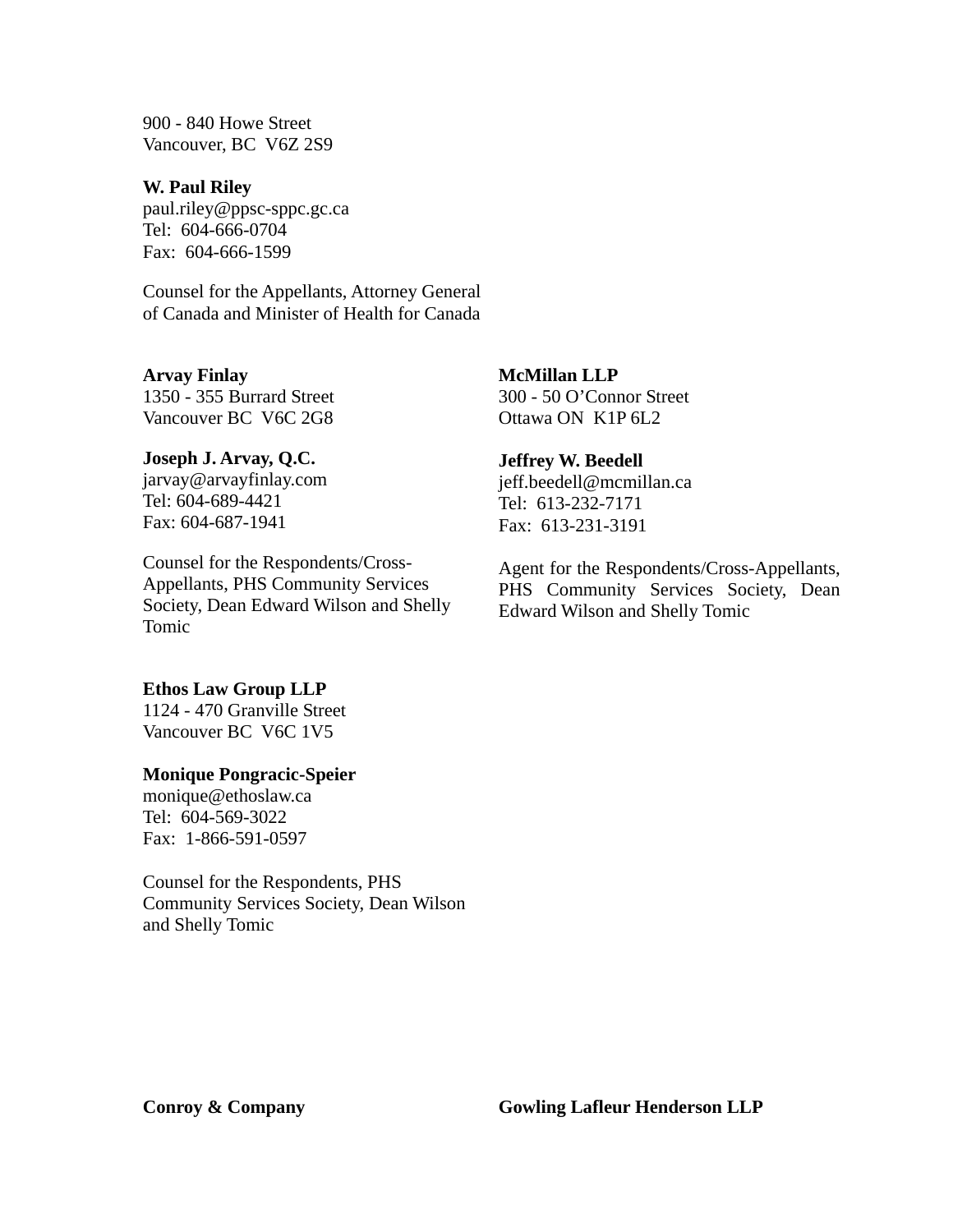900 - 840 Howe Street
Vancouver, BC  V6Z 2S9

**W. Paul Riley**
paul.riley@ppsc-sppc.gc.ca
Tel:  604-666-0704
Fax:  604-666-1599

Counsel for the Appellants, Attorney General of Canada and Minister of Health for Canada

**Arvay Finlay**
1350 - 355 Burrard Street
Vancouver BC  V6C 2G8

**Joseph J. Arvay, Q.C.**
jarvay@arvayfinlay.com
Tel: 604-689-4421
Fax: 604-687-1941

Counsel for the Respondents/Cross-Appellants, PHS Community Services Society, Dean Edward Wilson and Shelly Tomic

**McMillan LLP**
300 - 50 O'Connor Street
Ottawa ON  K1P 6L2

**Jeffrey W. Beedell**
jeff.beedell@mcmillan.ca
Tel:  613-232-7171
Fax:  613-231-3191

Agent for the Respondents/Cross-Appellants, PHS Community Services Society, Dean Edward Wilson and Shelly Tomic

**Ethos Law Group LLP**
1124 - 470 Granville Street
Vancouver BC  V6C 1V5

**Monique Pongracic-Speier**
monique@ethoslaw.ca
Tel:  604-569-3022
Fax:  1-866-591-0597

Counsel for the Respondents, PHS Community Services Society, Dean Wilson and Shelly Tomic

**Conroy & Company**

**Gowling Lafleur Henderson LLP**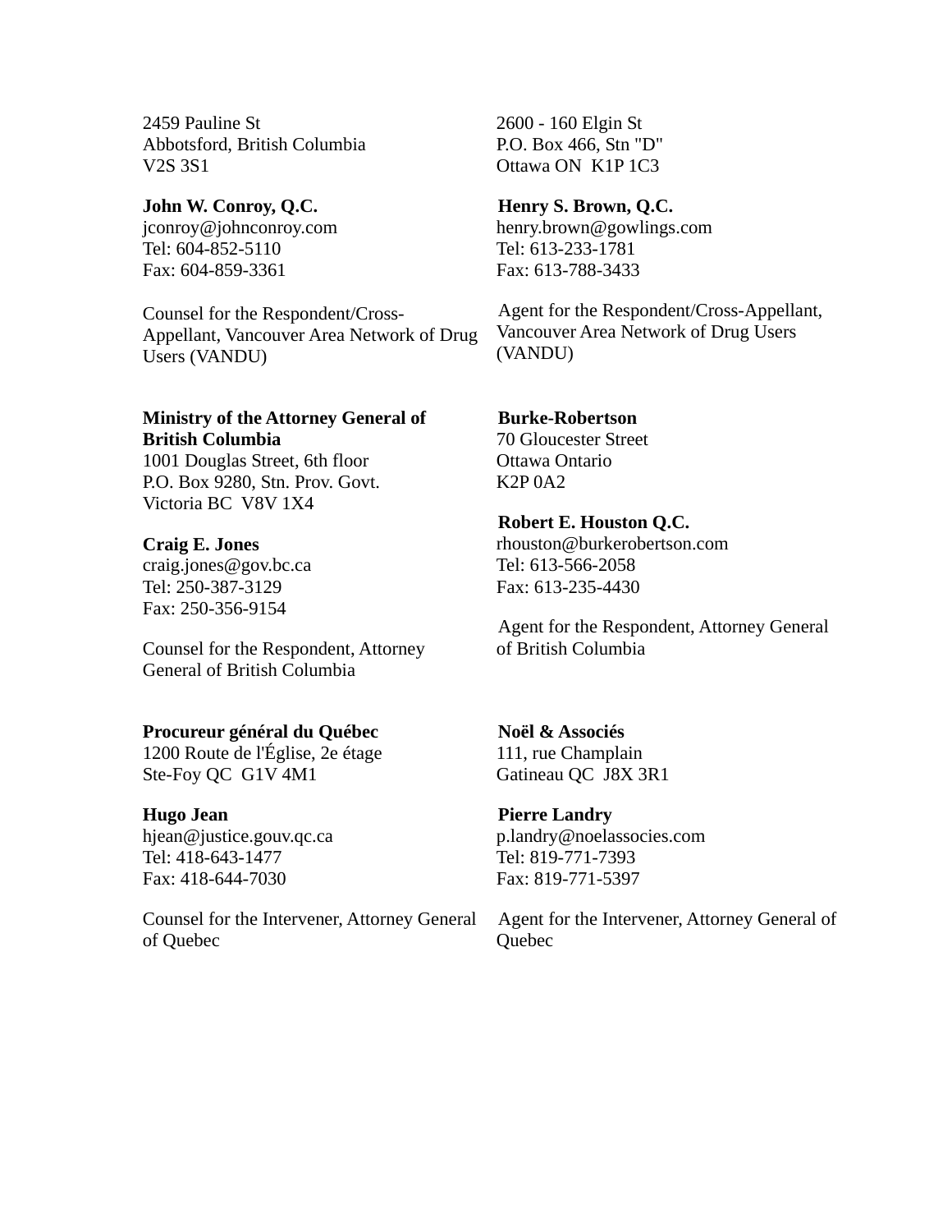2459 Pauline St
Abbotsford, British Columbia
V2S 3S1

**John W. Conroy, Q.C.**
jconroy@johnconroy.com
Tel: 604-852-5110
Fax: 604-859-3361

Counsel for the Respondent/Cross-Appellant, Vancouver Area Network of Drug Users (VANDU)

2600 - 160 Elgin St
P.O. Box 466, Stn "D"
Ottawa ON K1P 1C3

**Henry S. Brown, Q.C.**
henry.brown@gowlings.com
Tel: 613-233-1781
Fax: 613-788-3433

Agent for the Respondent/Cross-Appellant, Vancouver Area Network of Drug Users (VANDU)

**Ministry of the Attorney General of British Columbia**
1001 Douglas Street, 6th floor
P.O. Box 9280, Stn. Prov. Govt.
Victoria BC V8V 1X4

**Craig E. Jones**
craig.jones@gov.bc.ca
Tel: 250-387-3129
Fax: 250-356-9154

Counsel for the Respondent, Attorney General of British Columbia

**Burke-Robertson**
70 Gloucester Street
Ottawa Ontario
K2P 0A2

**Robert E. Houston Q.C.**
rhouston@burkerobertson.com
Tel: 613-566-2058
Fax: 613-235-4430

Agent for the Respondent, Attorney General of British Columbia

**Procureur général du Québec**
1200 Route de l'Église, 2e étage
Ste-Foy QC G1V 4M1

**Hugo Jean**
hjean@justice.gouv.qc.ca
Tel: 418-643-1477
Fax: 418-644-7030

Counsel for the Intervener, Attorney General of Quebec

**Noël & Associés**
111, rue Champlain
Gatineau QC J8X 3R1

**Pierre Landry**
p.landry@noelassocies.com
Tel: 819-771-7393
Fax: 819-771-5397

Agent for the Intervener, Attorney General of Quebec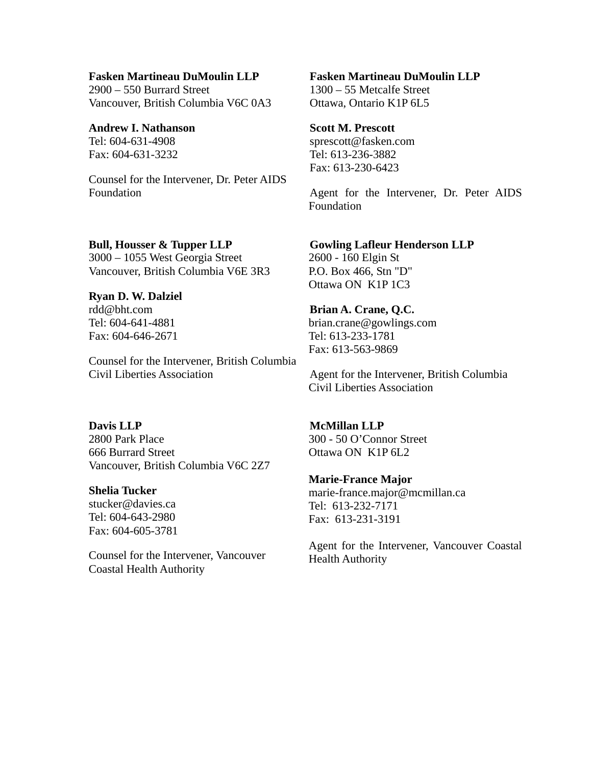**Fasken Martineau DuMoulin LLP**
2900 – 550 Burrard Street
Vancouver, British Columbia V6C 0A3

**Andrew I. Nathanson**
Tel: 604-631-4908
Fax: 604-631-3232

Counsel for the Intervener, Dr. Peter AIDS Foundation

**Fasken Martineau DuMoulin LLP**
1300 – 55 Metcalfe Street
Ottawa, Ontario K1P 6L5

**Scott M. Prescott**
sprescott@fasken.com
Tel: 613-236-3882
Fax: 613-230-6423

Agent for the Intervener, Dr. Peter AIDS Foundation

**Bull, Housser & Tupper LLP**
3000 – 1055 West Georgia Street
Vancouver, British Columbia V6E 3R3

**Ryan D. W. Dalziel**
rdd@bht.com
Tel: 604-641-4881
Fax: 604-646-2671

Counsel for the Intervener, British Columbia Civil Liberties Association

**Gowling Lafleur Henderson LLP**
2600 - 160 Elgin St
P.O. Box 466, Stn "D"
Ottawa ON K1P 1C3

**Brian A. Crane, Q.C.**
brian.crane@gowlings.com
Tel: 613-233-1781
Fax: 613-563-9869

Agent for the Intervener, British Columbia Civil Liberties Association

**Davis LLP**
2800 Park Place
666 Burrard Street
Vancouver, British Columbia V6C 2Z7

**Shelia Tucker**
stucker@davies.ca
Tel: 604-643-2980
Fax: 604-605-3781

Counsel for the Intervener, Vancouver Coastal Health Authority

**McMillan LLP**
300 - 50 O'Connor Street
Ottawa ON K1P 6L2

**Marie-France Major**
marie-france.major@mcmillan.ca
Tel: 613-232-7171
Fax: 613-231-3191

Agent for the Intervener, Vancouver Coastal Health Authority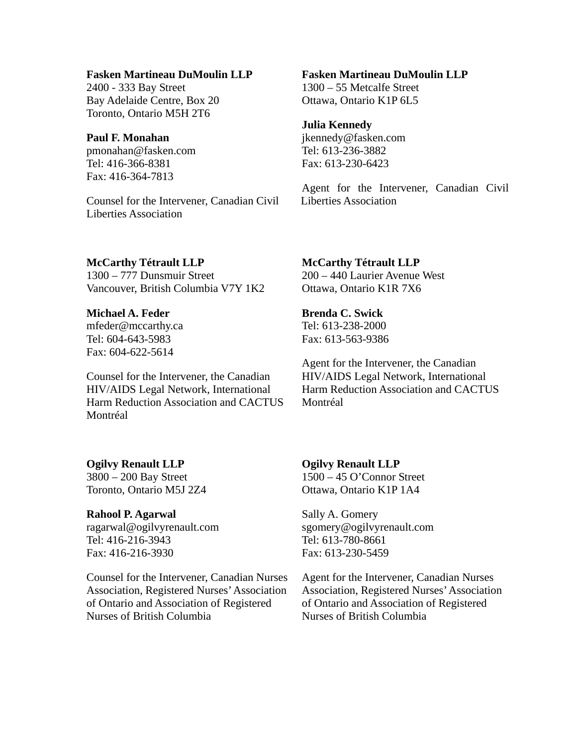**Fasken Martineau DuMoulin LLP**
2400 - 333 Bay Street
Bay Adelaide Centre, Box 20
Toronto, Ontario M5H 2T6

**Paul F. Monahan**
pmonahan@fasken.com
Tel: 416-366-8381
Fax: 416-364-7813

Counsel for the Intervener, Canadian Civil Liberties Association

**Fasken Martineau DuMoulin LLP**
1300 – 55 Metcalfe Street
Ottawa, Ontario K1P 6L5

**Julia Kennedy**
jkennedy@fasken.com
Tel: 613-236-3882
Fax: 613-230-6423

Agent for the Intervener, Canadian Civil Liberties Association

**McCarthy Tétrault LLP**
1300 – 777 Dunsmuir Street
Vancouver, British Columbia V7Y 1K2

**Michael A. Feder**
mfeder@mccarthy.ca
Tel: 604-643-5983
Fax: 604-622-5614

Counsel for the Intervener, the Canadian HIV/AIDS Legal Network, International Harm Reduction Association and CACTUS Montréal

**McCarthy Tétrault LLP**
200 – 440 Laurier Avenue West
Ottawa, Ontario K1R 7X6

**Brenda C. Swick**
Tel: 613-238-2000
Fax: 613-563-9386

Agent for the Intervener, the Canadian HIV/AIDS Legal Network, International Harm Reduction Association and CACTUS Montréal

**Ogilvy Renault LLP**
3800 – 200 Bay Street
Toronto, Ontario M5J 2Z4

**Rahool P. Agarwal**
ragarwal@ogilvyrenault.com
Tel: 416-216-3943
Fax: 416-216-3930

Counsel for the Intervener, Canadian Nurses Association, Registered Nurses' Association of Ontario and Association of Registered Nurses of British Columbia

**Ogilvy Renault LLP**
1500 – 45 O'Connor Street
Ottawa, Ontario K1P 1A4

Sally A. Gomery
sgomery@ogilvyrenault.com
Tel: 613-780-8661
Fax: 613-230-5459

Agent for the Intervener, Canadian Nurses Association, Registered Nurses' Association of Ontario and Association of Registered Nurses of British Columbia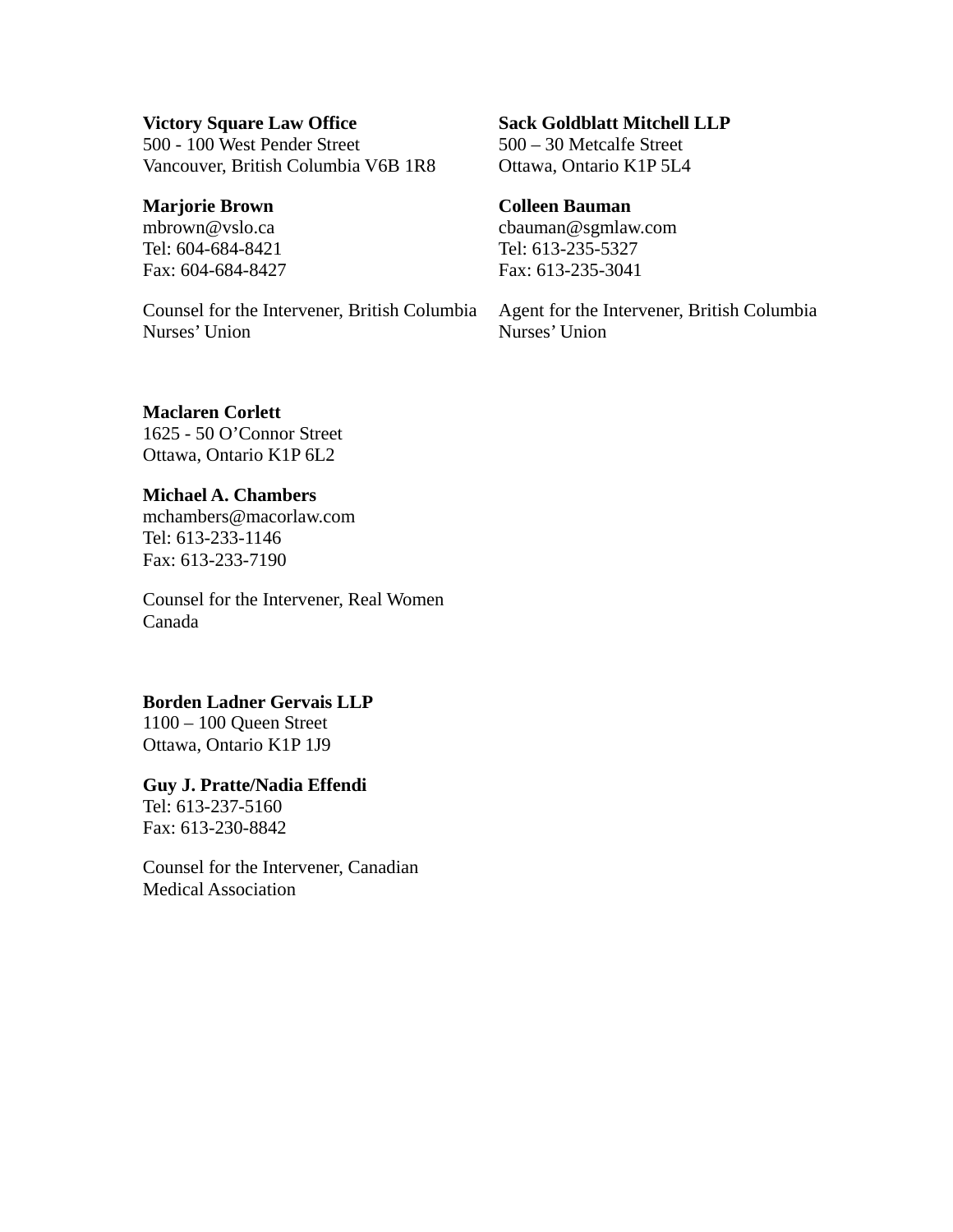**Victory Square Law Office**
500 - 100 West Pender Street
Vancouver, British Columbia V6B 1R8

**Marjorie Brown**
mbrown@vslo.ca
Tel: 604-684-8421
Fax: 604-684-8427

Counsel for the Intervener, British Columbia Nurses' Union

**Sack Goldblatt Mitchell LLP**
500 – 30 Metcalfe Street
Ottawa, Ontario K1P 5L4

**Colleen Bauman**
cbauman@sgmlaw.com
Tel: 613-235-5327
Fax: 613-235-3041

Agent for the Intervener, British Columbia Nurses' Union

**Maclaren Corlett**
1625 - 50 O'Connor Street
Ottawa, Ontario K1P 6L2

**Michael A. Chambers**
mchambers@macorlaw.com
Tel: 613-233-1146
Fax: 613-233-7190

Counsel for the Intervener, Real Women Canada

**Borden Ladner Gervais LLP**
1100 – 100 Queen Street
Ottawa, Ontario K1P 1J9

**Guy J. Pratte/Nadia Effendi**
Tel: 613-237-5160
Fax: 613-230-8842

Counsel for the Intervener, Canadian Medical Association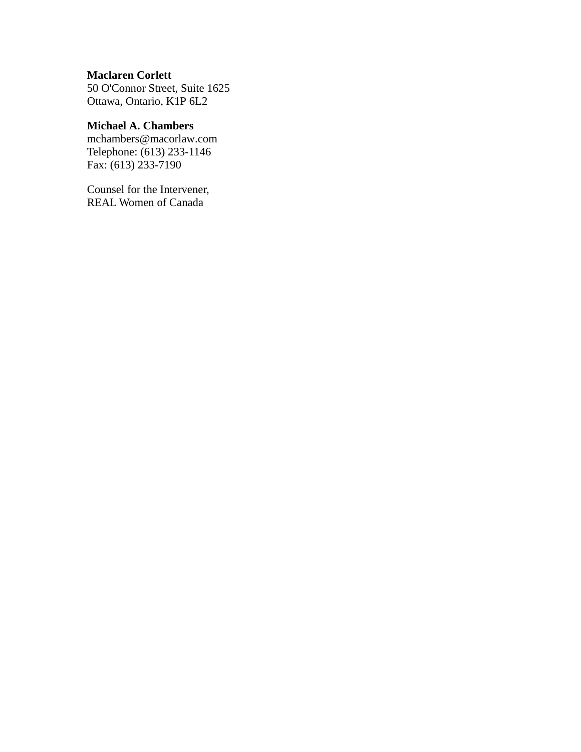**Maclaren Corlett**
50 O'Connor Street, Suite 1625
Ottawa, Ontario, K1P 6L2

**Michael A. Chambers**
mchambers@macorlaw.com
Telephone: (613) 233-1146
Fax: (613) 233-7190

Counsel for the Intervener,
REAL Women of Canada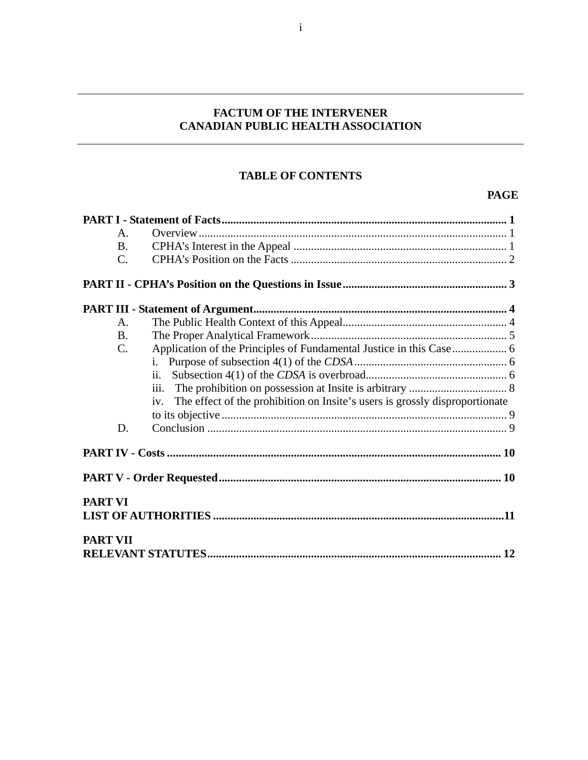## FACTUM OF THE INTERVENER
## CANADIAN PUBLIC HEALTH ASSOCIATION

### TABLE OF CONTENTS

| | PAGE |
|---|---|
| **PART I - Statement of Facts** | **1** |
| A. Overview | 1 |
| B. CPHA's Interest in the Appeal | 1 |
| C. CPHA's Position on the Facts | 2 |
| **PART II - CPHA's Position on the Questions in Issue** | **3** |
| **PART III - Statement of Argument** | **4** |
| A. The Public Health Context of this Appeal | 4 |
| B. The Proper Analytical Framework | 5 |
| C. Application of the Principles of Fundamental Justice in this Case | 6 |
| i. Purpose of subsection 4(1) of the *CDSA* | 6 |
| ii. Subsection 4(1) of the *CDSA* is overbroad | 6 |
| iii. The prohibition on possession at Insite is arbitrary | 8 |
| iv. The effect of the prohibition on Insite's users is grossly disproportionate to its objective | 9 |
| D. Conclusion | 9 |
| **PART IV - Costs** | **10** |
| **PART V - Order Requested** | **10** |
| **PART VI LIST OF AUTHORITIES** | **11** |
| **PART VII RELEVANT STATUTES** | **12** |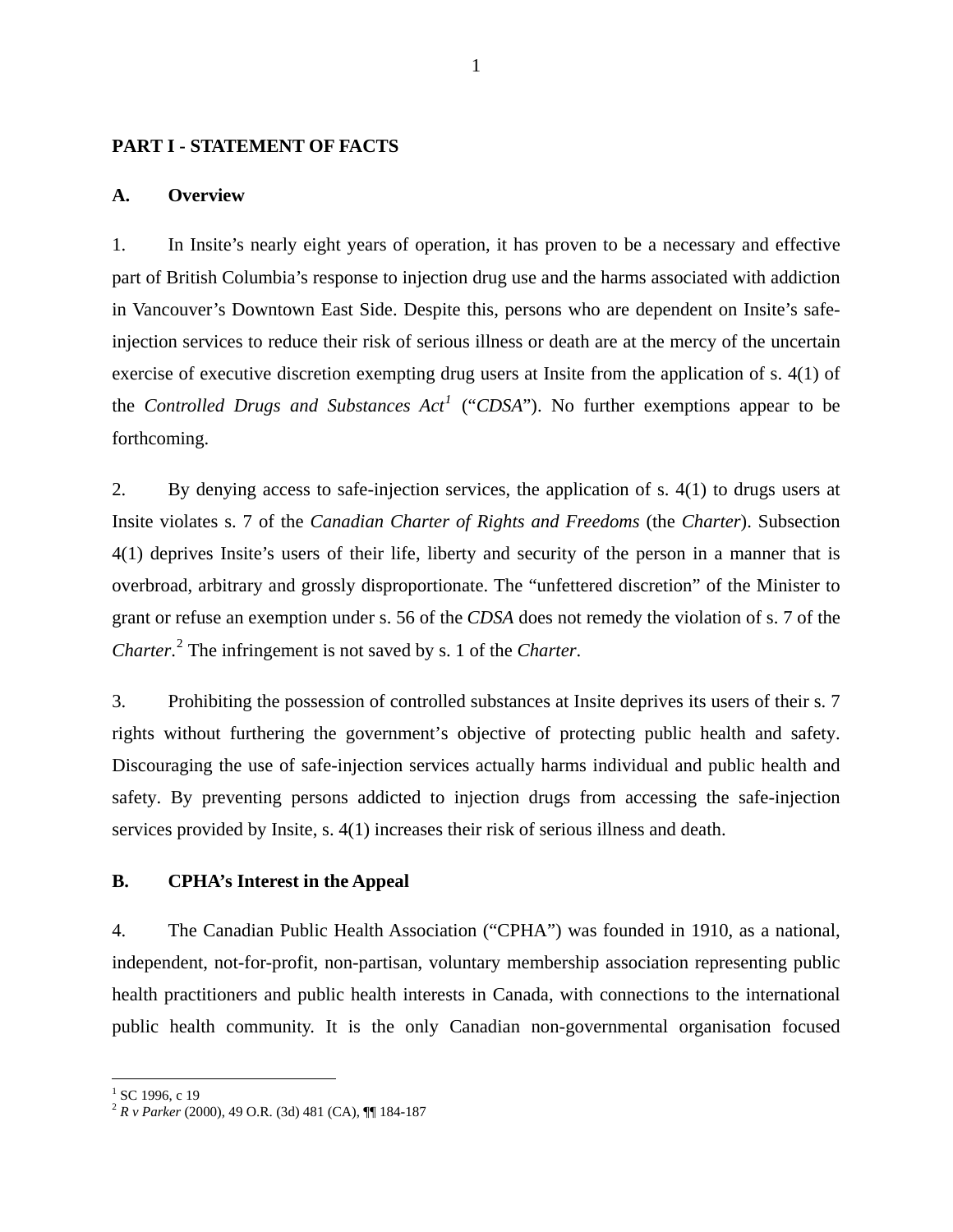## PART I - STATEMENT OF FACTS

### A. Overview

1. In Insite's nearly eight years of operation, it has proven to be a necessary and effective part of British Columbia's response to injection drug use and the harms associated with addiction in Vancouver's Downtown East Side. Despite this, persons who are dependent on Insite's safe-injection services to reduce their risk of serious illness or death are at the mercy of the uncertain exercise of executive discretion exempting drug users at Insite from the application of s. 4(1) of the *Controlled Drugs and Substances Act*[1] ("*CDSA*"). No further exemptions appear to be forthcoming.

2. By denying access to safe-injection services, the application of s. 4(1) to drugs users at Insite violates s. 7 of the *Canadian Charter of Rights and Freedoms* (the *Charter*). Subsection 4(1) deprives Insite's users of their life, liberty and security of the person in a manner that is overbroad, arbitrary and grossly disproportionate. The "unfettered discretion" of the Minister to grant or refuse an exemption under s. 56 of the *CDSA* does not remedy the violation of s. 7 of the *Charter*.[2] The infringement is not saved by s. 1 of the *Charter*.

3. Prohibiting the possession of controlled substances at Insite deprives its users of their s. 7 rights without furthering the government's objective of protecting public health and safety. Discouraging the use of safe-injection services actually harms individual and public health and safety. By preventing persons addicted to injection drugs from accessing the safe-injection services provided by Insite, s. 4(1) increases their risk of serious illness and death.

### B. CPHA's Interest in the Appeal

4. The Canadian Public Health Association ("CPHA") was founded in 1910, as a national, independent, not-for-profit, non-partisan, voluntary membership association representing public health practitioners and public health interests in Canada, with connections to the international public health community. It is the only Canadian non-governmental organisation focused

---

[1] SC 1996, c 19

[2] *R v Parker* (2000), 49 O.R. (3d) 481 (CA), ¶¶ 184-187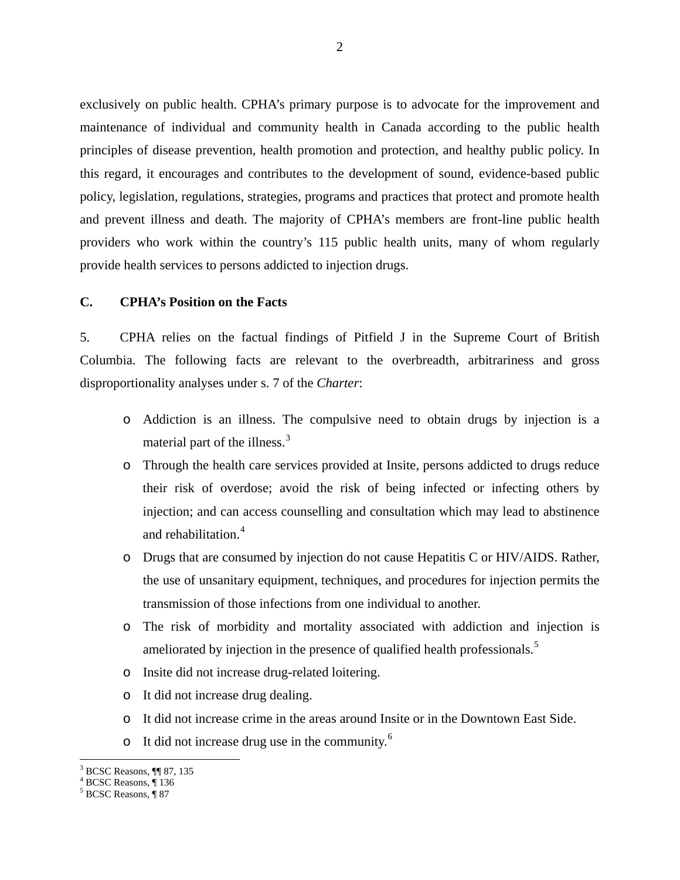exclusively on public health. CPHA's primary purpose is to advocate for the improvement and maintenance of individual and community health in Canada according to the public health principles of disease prevention, health promotion and protection, and healthy public policy. In this regard, it encourages and contributes to the development of sound, evidence-based public policy, legislation, regulations, strategies, programs and practices that protect and promote health and prevent illness and death. The majority of CPHA's members are front-line public health providers who work within the country's 115 public health units, many of whom regularly provide health services to persons addicted to injection drugs.

### C. CPHA's Position on the Facts

5. CPHA relies on the factual findings of Pitfield J in the Supreme Court of British Columbia. The following facts are relevant to the overbreadth, arbitrariness and gross disproportionality analyses under s. 7 of the *Charter*:

- Addiction is an illness. The compulsive need to obtain drugs by injection is a material part of the illness.[3]
- Through the health care services provided at Insite, persons addicted to drugs reduce their risk of overdose; avoid the risk of being infected or infecting others by injection; and can access counselling and consultation which may lead to abstinence and rehabilitation.[4]
- Drugs that are consumed by injection do not cause Hepatitis C or HIV/AIDS. Rather, the use of unsanitary equipment, techniques, and procedures for injection permits the transmission of those infections from one individual to another.
- The risk of morbidity and mortality associated with addiction and injection is ameliorated by injection in the presence of qualified health professionals.[5]
- Insite did not increase drug-related loitering.
- It did not increase drug dealing.
- It did not increase crime in the areas around Insite or in the Downtown East Side.
- It did not increase drug use in the community.[6]

[3] BCSC Reasons, ¶¶ 87, 135
[4] BCSC Reasons, ¶ 136
[5] BCSC Reasons, ¶ 87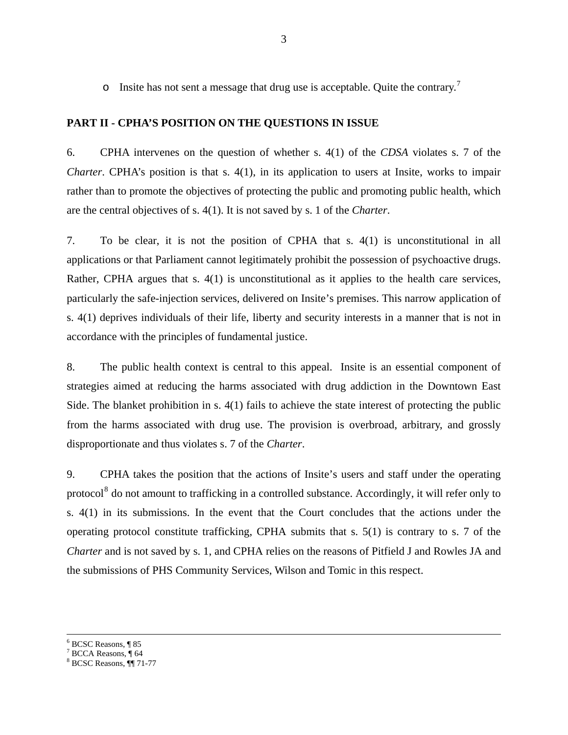- Insite has not sent a message that drug use is acceptable. Quite the contrary.[7]

**PART II - CPHA'S POSITION ON THE QUESTIONS IN ISSUE**

6. CPHA intervenes on the question of whether s. 4(1) of the *CDSA* violates s. 7 of the *Charter*. CPHA's position is that s. 4(1), in its application to users at Insite, works to impair rather than to promote the objectives of protecting the public and promoting public health, which are the central objectives of s. 4(1). It is not saved by s. 1 of the *Charter*.

7. To be clear, it is not the position of CPHA that s. 4(1) is unconstitutional in all applications or that Parliament cannot legitimately prohibit the possession of psychoactive drugs. Rather, CPHA argues that s. 4(1) is unconstitutional as it applies to the health care services, particularly the safe-injection services, delivered on Insite's premises. This narrow application of s. 4(1) deprives individuals of their life, liberty and security interests in a manner that is not in accordance with the principles of fundamental justice.

8. The public health context is central to this appeal. Insite is an essential component of strategies aimed at reducing the harms associated with drug addiction in the Downtown East Side. The blanket prohibition in s. 4(1) fails to achieve the state interest of protecting the public from the harms associated with drug use. The provision is overbroad, arbitrary, and grossly disproportionate and thus violates s. 7 of the *Charter*.

9. CPHA takes the position that the actions of Insite's users and staff under the operating protocol[8] do not amount to trafficking in a controlled substance. Accordingly, it will refer only to s. 4(1) in its submissions. In the event that the Court concludes that the actions under the operating protocol constitute trafficking, CPHA submits that s. 5(1) is contrary to s. 7 of the *Charter* and is not saved by s. 1, and CPHA relies on the reasons of Pitfield J and Rowles JA and the submissions of PHS Community Services, Wilson and Tomic in this respect.

---

[6] BCSC Reasons, ¶ 85
[7] BCCA Reasons, ¶ 64
[8] BCSC Reasons, ¶¶ 71-77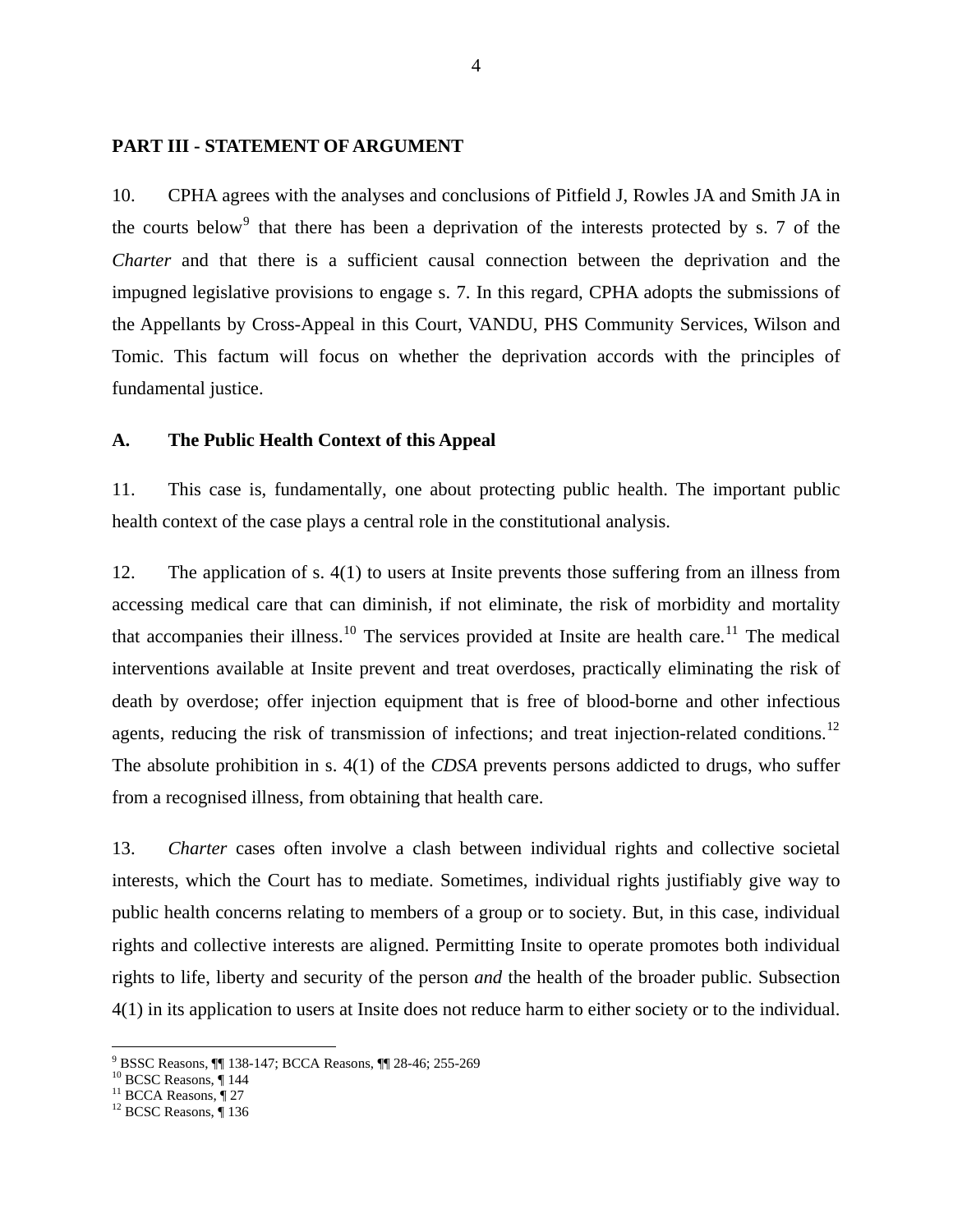## PART III - STATEMENT OF ARGUMENT

10. CPHA agrees with the analyses and conclusions of Pitfield J, Rowles JA and Smith JA in the courts below[9] that there has been a deprivation of the interests protected by s. 7 of the *Charter* and that there is a sufficient causal connection between the deprivation and the impugned legislative provisions to engage s. 7. In this regard, CPHA adopts the submissions of the Appellants by Cross-Appeal in this Court, VANDU, PHS Community Services, Wilson and Tomic. This factum will focus on whether the deprivation accords with the principles of fundamental justice.

### A. The Public Health Context of this Appeal

11. This case is, fundamentally, one about protecting public health. The important public health context of the case plays a central role in the constitutional analysis.

12. The application of s. 4(1) to users at Insite prevents those suffering from an illness from accessing medical care that can diminish, if not eliminate, the risk of morbidity and mortality that accompanies their illness.[10] The services provided at Insite are health care.[11] The medical interventions available at Insite prevent and treat overdoses, practically eliminating the risk of death by overdose; offer injection equipment that is free of blood-borne and other infectious agents, reducing the risk of transmission of infections; and treat injection-related conditions.[12] The absolute prohibition in s. 4(1) of the *CDSA* prevents persons addicted to drugs, who suffer from a recognised illness, from obtaining that health care.

13. *Charter* cases often involve a clash between individual rights and collective societal interests, which the Court has to mediate. Sometimes, individual rights justifiably give way to public health concerns relating to members of a group or to society. But, in this case, individual rights and collective interests are aligned. Permitting Insite to operate promotes both individual rights to life, liberty and security of the person *and* the health of the broader public. Subsection 4(1) in its application to users at Insite does not reduce harm to either society or to the individual.

---

[9] BSSC Reasons, ¶¶ 138-147; BCCA Reasons, ¶¶ 28-46; 255-269

[10] BCSC Reasons, ¶ 144

[11] BCCA Reasons, ¶ 27

[12] BCSC Reasons, ¶ 136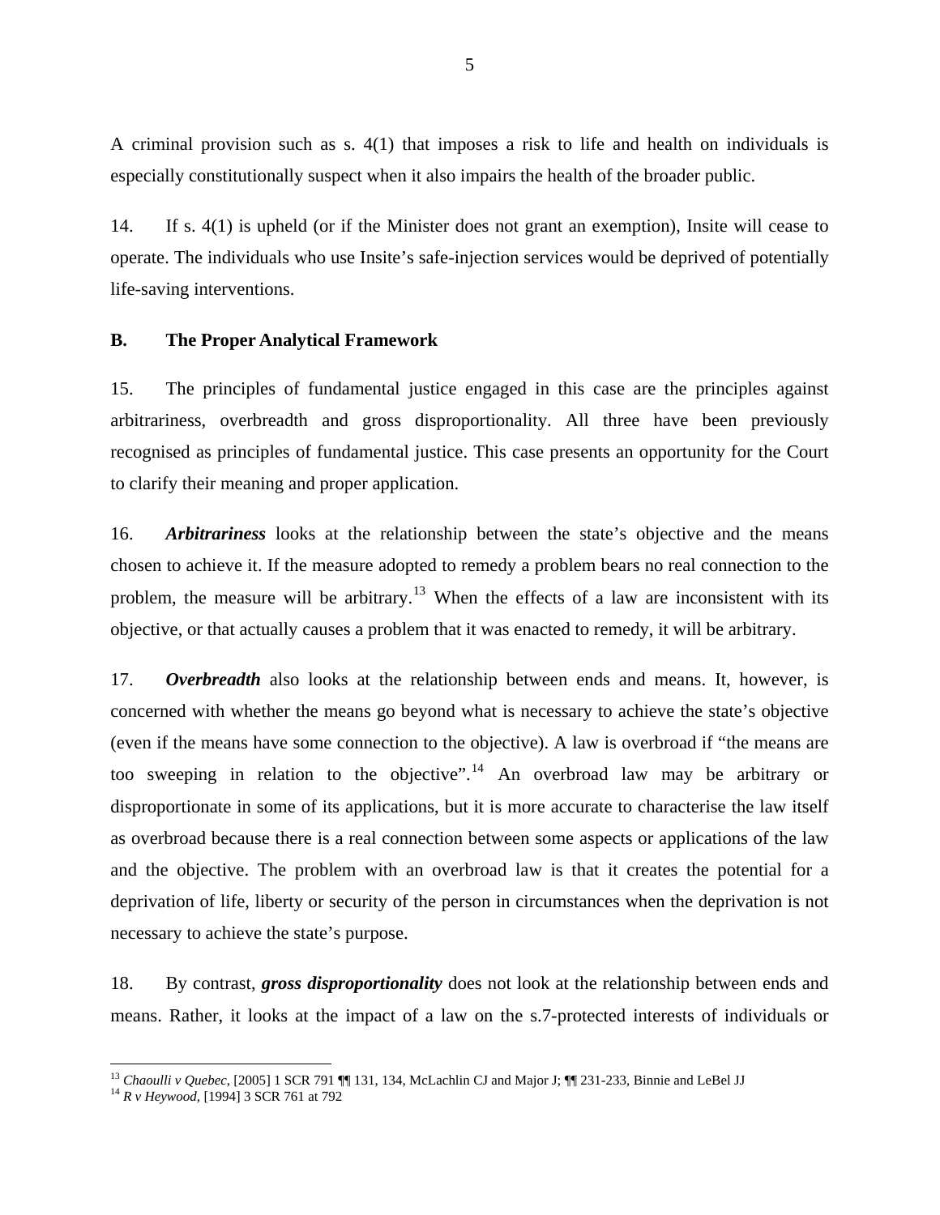A criminal provision such as s. 4(1) that imposes a risk to life and health on individuals is especially constitutionally suspect when it also impairs the health of the broader public.

14. If s. 4(1) is upheld (or if the Minister does not grant an exemption), Insite will cease to operate. The individuals who use Insite's safe-injection services would be deprived of potentially life-saving interventions.

## B. The Proper Analytical Framework

15. The principles of fundamental justice engaged in this case are the principles against arbitrariness, overbreadth and gross disproportionality. All three have been previously recognised as principles of fundamental justice. This case presents an opportunity for the Court to clarify their meaning and proper application.

16. ***Arbitrariness*** looks at the relationship between the state's objective and the means chosen to achieve it. If the measure adopted to remedy a problem bears no real connection to the problem, the measure will be arbitrary.[13] When the effects of a law are inconsistent with its objective, or that actually causes a problem that it was enacted to remedy, it will be arbitrary.

17. ***Overbreadth*** also looks at the relationship between ends and means. It, however, is concerned with whether the means go beyond what is necessary to achieve the state's objective (even if the means have some connection to the objective). A law is overbroad if "the means are too sweeping in relation to the objective".[14] An overbroad law may be arbitrary or disproportionate in some of its applications, but it is more accurate to characterise the law itself as overbroad because there is a real connection between some aspects or applications of the law and the objective. The problem with an overbroad law is that it creates the potential for a deprivation of life, liberty or security of the person in circumstances when the deprivation is not necessary to achieve the state's purpose.

18. By contrast, ***gross disproportionality*** does not look at the relationship between ends and means. Rather, it looks at the impact of a law on the s.7-protected interests of individuals or

---

[13] *Chaoulli v Quebec*, [2005] 1 SCR 791 ¶¶ 131, 134, McLachlin CJ and Major J; ¶¶ 231-233, Binnie and LeBel JJ

[14] *R v Heywood*, [1994] 3 SCR 761 at 792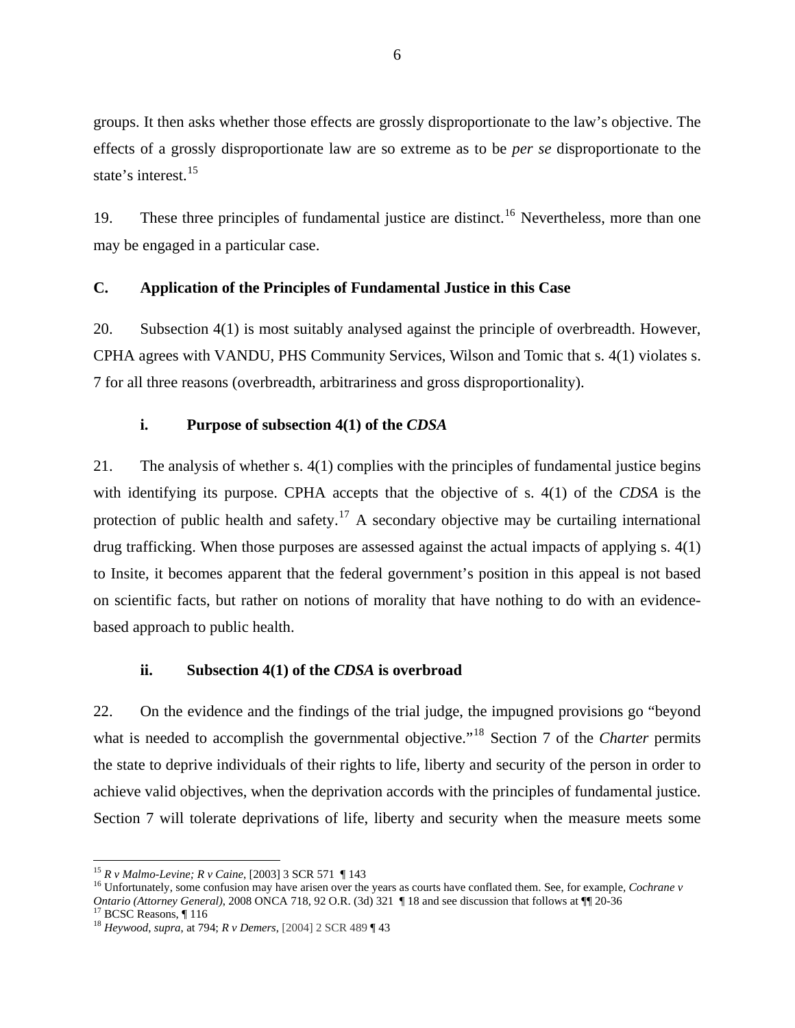groups. It then asks whether those effects are grossly disproportionate to the law's objective. The effects of a grossly disproportionate law are so extreme as to be *per se* disproportionate to the state's interest.[15]

19. These three principles of fundamental justice are distinct.[16] Nevertheless, more than one may be engaged in a particular case.

### C. Application of the Principles of Fundamental Justice in this Case

20. Subsection 4(1) is most suitably analysed against the principle of overbreadth. However, CPHA agrees with VANDU, PHS Community Services, Wilson and Tomic that s. 4(1) violates s. 7 for all three reasons (overbreadth, arbitrariness and gross disproportionality).

#### i. Purpose of subsection 4(1) of the *CDSA*

21. The analysis of whether s. 4(1) complies with the principles of fundamental justice begins with identifying its purpose. CPHA accepts that the objective of s. 4(1) of the *CDSA* is the protection of public health and safety.[17] A secondary objective may be curtailing international drug trafficking. When those purposes are assessed against the actual impacts of applying s. 4(1) to Insite, it becomes apparent that the federal government's position in this appeal is not based on scientific facts, but rather on notions of morality that have nothing to do with an evidence-based approach to public health.

#### ii. Subsection 4(1) of the *CDSA* is overbroad

22. On the evidence and the findings of the trial judge, the impugned provisions go "beyond what is needed to accomplish the governmental objective."[18] Section 7 of the *Charter* permits the state to deprive individuals of their rights to life, liberty and security of the person in order to achieve valid objectives, when the deprivation accords with the principles of fundamental justice. Section 7 will tolerate deprivations of life, liberty and security when the measure meets some

---

[15] *R v Malmo-Levine; R v Caine*, [2003] 3 SCR 571 ¶ 143

[16] Unfortunately, some confusion may have arisen over the years as courts have conflated them. See, for example, *Cochrane v Ontario (Attorney General)*, 2008 ONCA 718, 92 O.R. (3d) 321 ¶ 18 and see discussion that follows at ¶¶ 20-36

[17] BCSC Reasons, ¶ 116

[18] *Heywood*, *supra*, at 794; *R v Demers*, [2004] 2 SCR 489 ¶ 43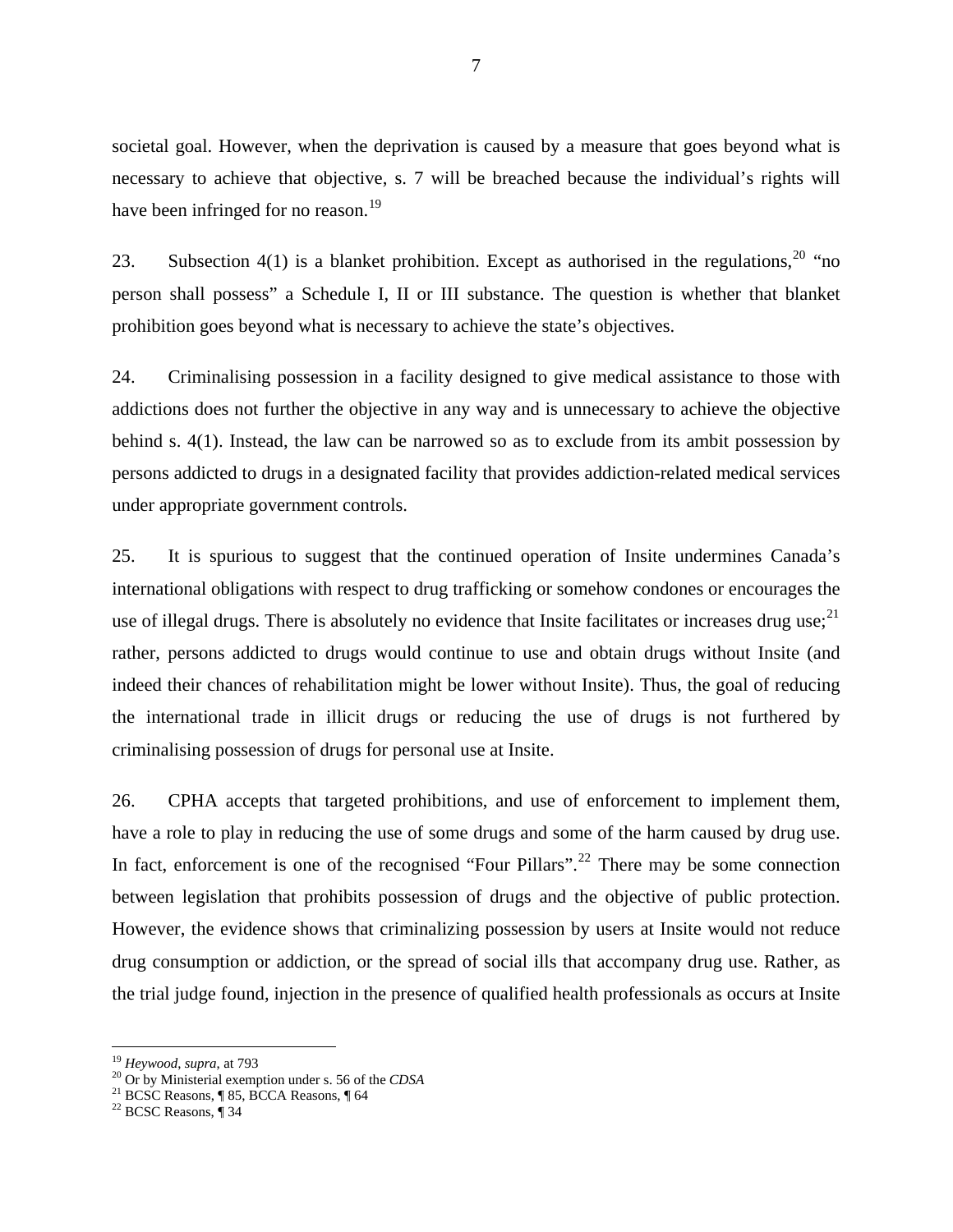societal goal. However, when the deprivation is caused by a measure that goes beyond what is necessary to achieve that objective, s. 7 will be breached because the individual's rights will have been infringed for no reason.[19]

23. Subsection 4(1) is a blanket prohibition. Except as authorised in the regulations,[20] "no person shall possess" a Schedule I, II or III substance. The question is whether that blanket prohibition goes beyond what is necessary to achieve the state's objectives.

24. Criminalising possession in a facility designed to give medical assistance to those with addictions does not further the objective in any way and is unnecessary to achieve the objective behind s. 4(1). Instead, the law can be narrowed so as to exclude from its ambit possession by persons addicted to drugs in a designated facility that provides addiction-related medical services under appropriate government controls.

25. It is spurious to suggest that the continued operation of Insite undermines Canada's international obligations with respect to drug trafficking or somehow condones or encourages the use of illegal drugs. There is absolutely no evidence that Insite facilitates or increases drug use;[21] rather, persons addicted to drugs would continue to use and obtain drugs without Insite (and indeed their chances of rehabilitation might be lower without Insite). Thus, the goal of reducing the international trade in illicit drugs or reducing the use of drugs is not furthered by criminalising possession of drugs for personal use at Insite.

26. CPHA accepts that targeted prohibitions, and use of enforcement to implement them, have a role to play in reducing the use of some drugs and some of the harm caused by drug use. In fact, enforcement is one of the recognised "Four Pillars".[22] There may be some connection between legislation that prohibits possession of drugs and the objective of public protection. However, the evidence shows that criminalizing possession by users at Insite would not reduce drug consumption or addiction, or the spread of social ills that accompany drug use. Rather, as the trial judge found, injection in the presence of qualified health professionals as occurs at Insite

---

[19] *Heywood*, *supra*, at 793

[20] Or by Ministerial exemption under s. 56 of the *CDSA*

[21] BCSC Reasons, ¶ 85, BCCA Reasons, ¶ 64

[22] BCSC Reasons, ¶ 34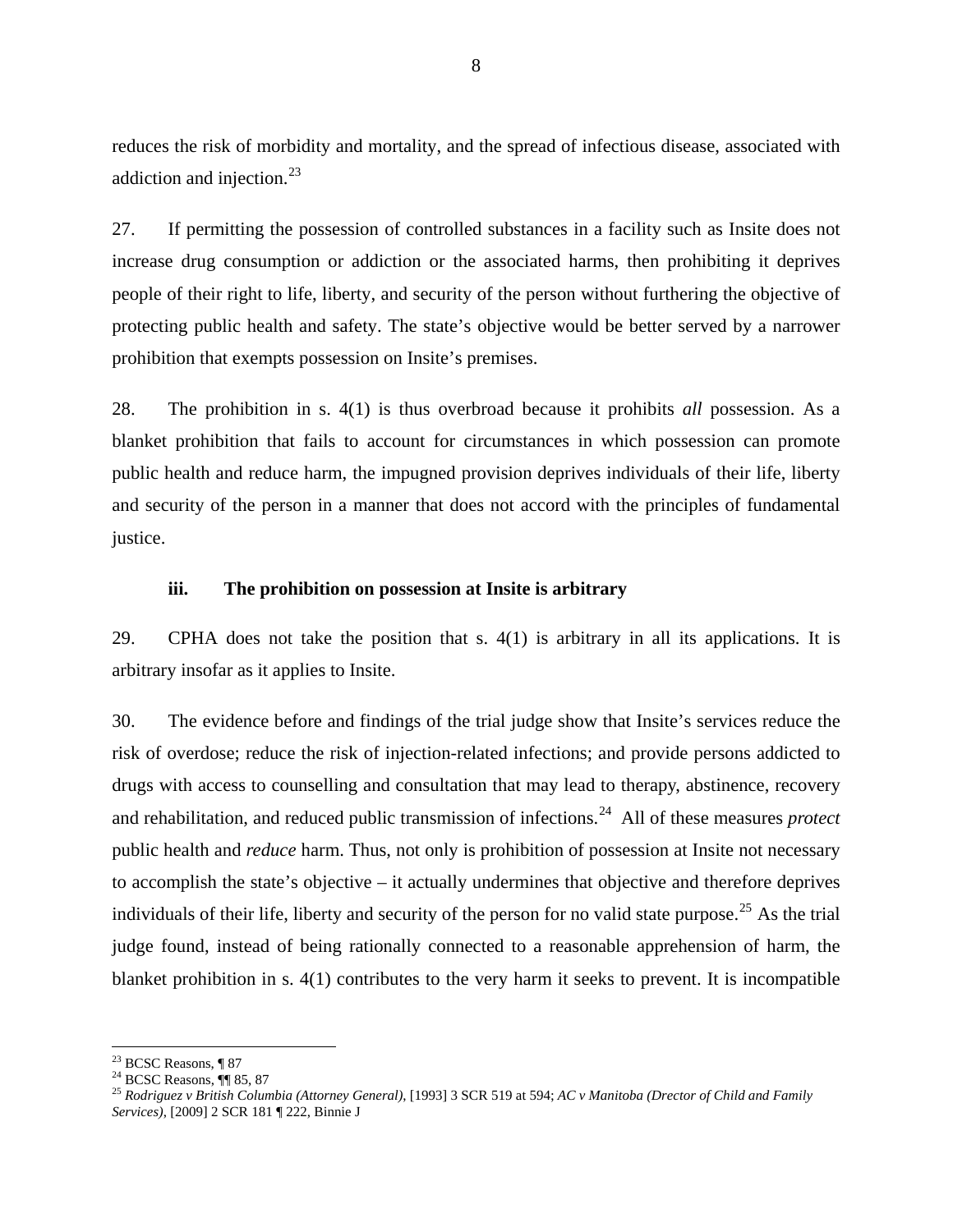reduces the risk of morbidity and mortality, and the spread of infectious disease, associated with addiction and injection.[23]

27. If permitting the possession of controlled substances in a facility such as Insite does not increase drug consumption or addiction or the associated harms, then prohibiting it deprives people of their right to life, liberty, and security of the person without furthering the objective of protecting public health and safety. The state's objective would be better served by a narrower prohibition that exempts possession on Insite's premises.

28. The prohibition in s. 4(1) is thus overbroad because it prohibits *all* possession. As a blanket prohibition that fails to account for circumstances in which possession can promote public health and reduce harm, the impugned provision deprives individuals of their life, liberty and security of the person in a manner that does not accord with the principles of fundamental justice.

### iii. The prohibition on possession at Insite is arbitrary

29. CPHA does not take the position that s. 4(1) is arbitrary in all its applications. It is arbitrary insofar as it applies to Insite.

30. The evidence before and findings of the trial judge show that Insite's services reduce the risk of overdose; reduce the risk of injection-related infections; and provide persons addicted to drugs with access to counselling and consultation that may lead to therapy, abstinence, recovery and rehabilitation, and reduced public transmission of infections.[24] All of these measures *protect* public health and *reduce* harm. Thus, not only is prohibition of possession at Insite not necessary to accomplish the state's objective – it actually undermines that objective and therefore deprives individuals of their life, liberty and security of the person for no valid state purpose.[25] As the trial judge found, instead of being rationally connected to a reasonable apprehension of harm, the blanket prohibition in s. 4(1) contributes to the very harm it seeks to prevent. It is incompatible

---

[23] BCSC Reasons, ¶ 87

[24] BCSC Reasons, ¶¶ 85, 87

[25] *Rodriguez v British Columbia (Attorney General)*, [1993] 3 SCR 519 at 594; *AC v Manitoba (Drector of Child and Family Services)*, [2009] 2 SCR 181 ¶ 222, Binnie J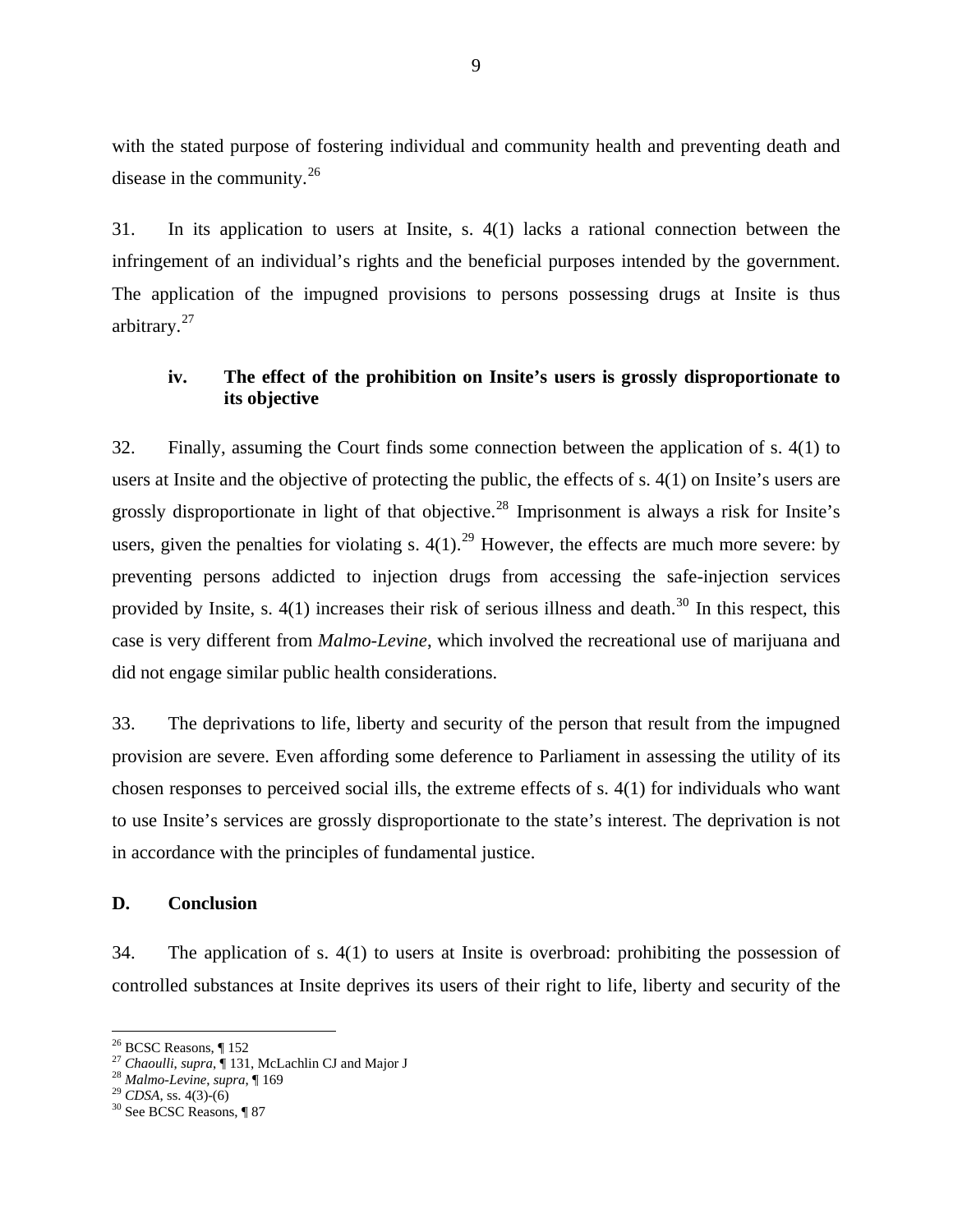with the stated purpose of fostering individual and community health and preventing death and disease in the community.[26]

31. In its application to users at Insite, s. 4(1) lacks a rational connection between the infringement of an individual's rights and the beneficial purposes intended by the government. The application of the impugned provisions to persons possessing drugs at Insite is thus arbitrary.[27]

### iv. The effect of the prohibition on Insite's users is grossly disproportionate to its objective

32. Finally, assuming the Court finds some connection between the application of s. 4(1) to users at Insite and the objective of protecting the public, the effects of s. 4(1) on Insite's users are grossly disproportionate in light of that objective.[28] Imprisonment is always a risk for Insite's users, given the penalties for violating s. 4(1).[29] However, the effects are much more severe: by preventing persons addicted to injection drugs from accessing the safe-injection services provided by Insite, s. 4(1) increases their risk of serious illness and death.[30] In this respect, this case is very different from *Malmo-Levine*, which involved the recreational use of marijuana and did not engage similar public health considerations.

33. The deprivations to life, liberty and security of the person that result from the impugned provision are severe. Even affording some deference to Parliament in assessing the utility of its chosen responses to perceived social ills, the extreme effects of s. 4(1) for individuals who want to use Insite's services are grossly disproportionate to the state's interest. The deprivation is not in accordance with the principles of fundamental justice.

## D. Conclusion

34. The application of s. 4(1) to users at Insite is overbroad: prohibiting the possession of controlled substances at Insite deprives its users of their right to life, liberty and security of the

---

[26] BCSC Reasons, ¶ 152
[27] *Chaoulli*, *supra*, ¶ 131, McLachlin CJ and Major J
[28] *Malmo-Levine*, *supra*, ¶ 169
[29] *CDSA*, ss. 4(3)-(6)
[30] See BCSC Reasons, ¶ 87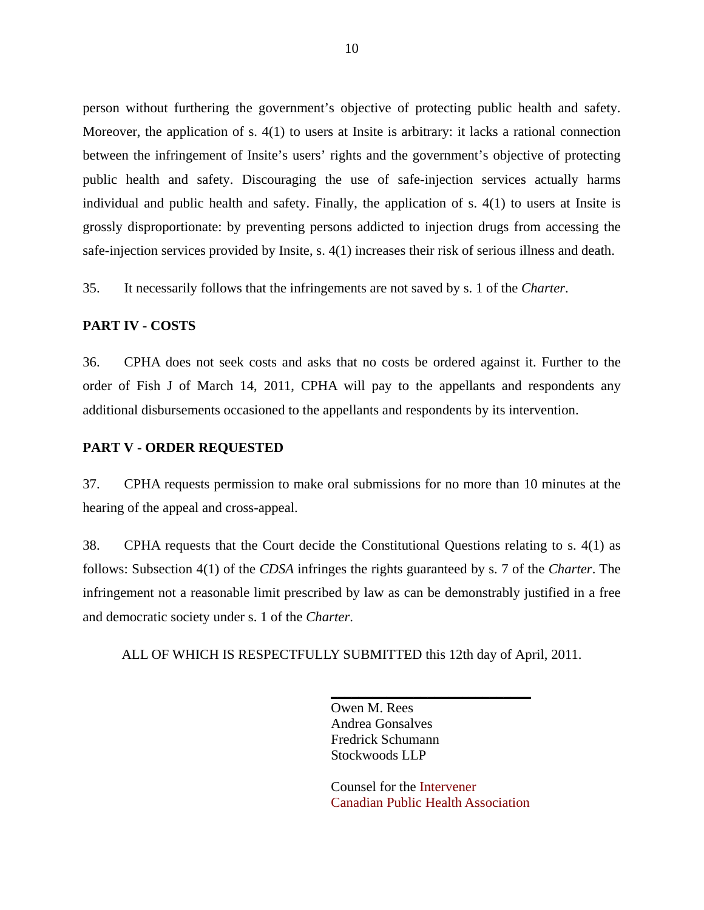person without furthering the government's objective of protecting public health and safety. Moreover, the application of s. 4(1) to users at Insite is arbitrary: it lacks a rational connection between the infringement of Insite's users' rights and the government's objective of protecting public health and safety. Discouraging the use of safe-injection services actually harms individual and public health and safety. Finally, the application of s. 4(1) to users at Insite is grossly disproportionate: by preventing persons addicted to injection drugs from accessing the safe-injection services provided by Insite, s. 4(1) increases their risk of serious illness and death.

35. It necessarily follows that the infringements are not saved by s. 1 of the *Charter*.

**PART IV - COSTS**

36. CPHA does not seek costs and asks that no costs be ordered against it. Further to the order of Fish J of March 14, 2011, CPHA will pay to the appellants and respondents any additional disbursements occasioned to the appellants and respondents by its intervention.

**PART V - ORDER REQUESTED**

37. CPHA requests permission to make oral submissions for no more than 10 minutes at the hearing of the appeal and cross-appeal.

38. CPHA requests that the Court decide the Constitutional Questions relating to s. 4(1) as follows: Subsection 4(1) of the *CDSA* infringes the rights guaranteed by s. 7 of the *Charter*. The infringement not a reasonable limit prescribed by law as can be demonstrably justified in a free and democratic society under s. 1 of the *Charter*.

ALL OF WHICH IS RESPECTFULLY SUBMITTED this 12th day of April, 2011.

Owen M. Rees
Andrea Gonsalves
Fredrick Schumann
Stockwoods LLP

Counsel for the Intervener
Canadian Public Health Association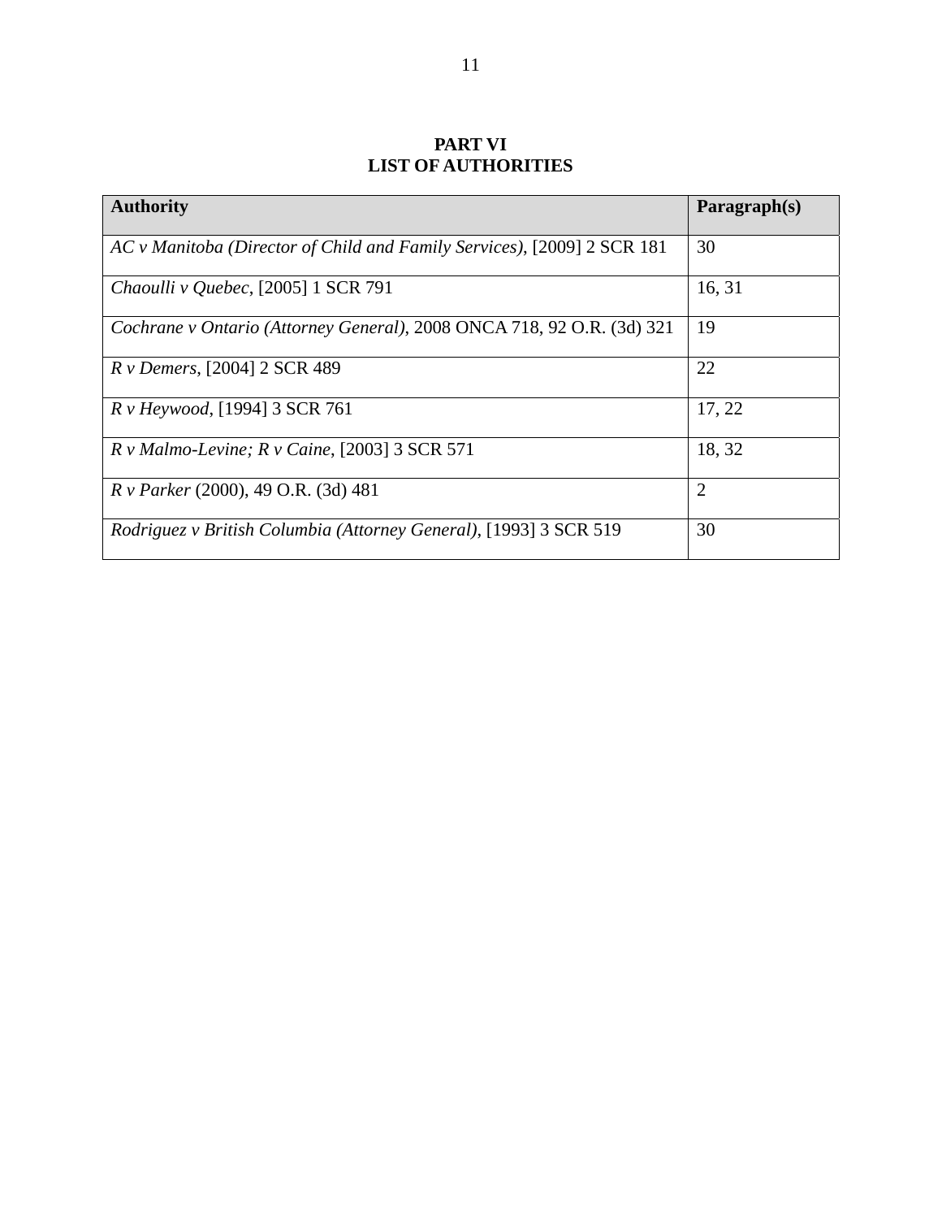# PART VI
# LIST OF AUTHORITIES

| **Authority** | **Paragraph(s)** |
|---|---|
| *AC v Manitoba (Director of Child and Family Services)*, [2009] 2 SCR 181 | 30 |
| *Chaoulli v Quebec*, [2005] 1 SCR 791 | 16, 31 |
| *Cochrane v Ontario (Attorney General)*, 2008 ONCA 718, 92 O.R. (3d) 321 | 19 |
| *R v Demers*, [2004] 2 SCR 489 | 22 |
| *R v Heywood*, [1994] 3 SCR 761 | 17, 22 |
| *R v Malmo-Levine; R v Caine*, [2003] 3 SCR 571 | 18, 32 |
| *R v Parker* (2000), 49 O.R. (3d) 481 | 2 |
| *Rodriguez v British Columbia (Attorney General)*, [1993] 3 SCR 519 | 30 |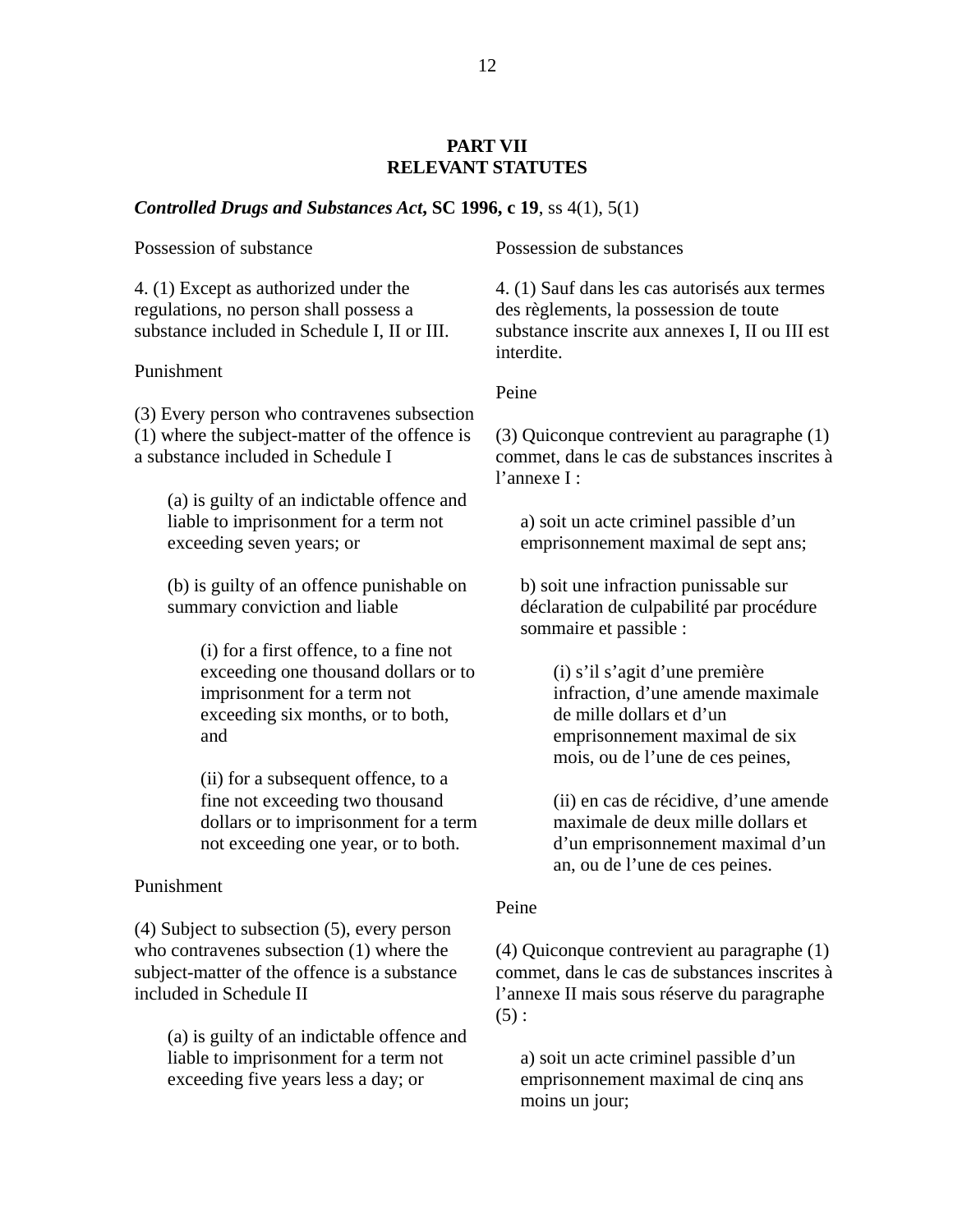# PART VII
# RELEVANT STATUTES

***Controlled Drugs and Substances Act*, SC 1996, c 19**, ss 4(1), 5(1)

Possession of substance

4. (1) Except as authorized under the regulations, no person shall possess a substance included in Schedule I, II or III.

Punishment

(3) Every person who contravenes subsection (1) where the subject-matter of the offence is a substance included in Schedule I

(a) is guilty of an indictable offence and liable to imprisonment for a term not exceeding seven years; or

(b) is guilty of an offence punishable on summary conviction and liable

(i) for a first offence, to a fine not exceeding one thousand dollars or to imprisonment for a term not exceeding six months, or to both, and

(ii) for a subsequent offence, to a fine not exceeding two thousand dollars or to imprisonment for a term not exceeding one year, or to both.

Punishment

(4) Subject to subsection (5), every person who contravenes subsection (1) where the subject-matter of the offence is a substance included in Schedule II

(a) is guilty of an indictable offence and liable to imprisonment for a term not exceeding five years less a day; or

Possession de substances

4. (1) Sauf dans les cas autorisés aux termes des règlements, la possession de toute substance inscrite aux annexes I, II ou III est interdite.

Peine

(3) Quiconque contrevient au paragraphe (1) commet, dans le cas de substances inscrites à l'annexe I :

a) soit un acte criminel passible d'un emprisonnement maximal de sept ans;

b) soit une infraction punissable sur déclaration de culpabilité par procédure sommaire et passible :

(i) s'il s'agit d'une première infraction, d'une amende maximale de mille dollars et d'un emprisonnement maximal de six mois, ou de l'une de ces peines,

(ii) en cas de récidive, d'une amende maximale de deux mille dollars et d'un emprisonnement maximal d'un an, ou de l'une de ces peines.

Peine

(4) Quiconque contrevient au paragraphe (1) commet, dans le cas de substances inscrites à l'annexe II mais sous réserve du paragraphe (5) :

a) soit un acte criminel passible d'un emprisonnement maximal de cinq ans moins un jour;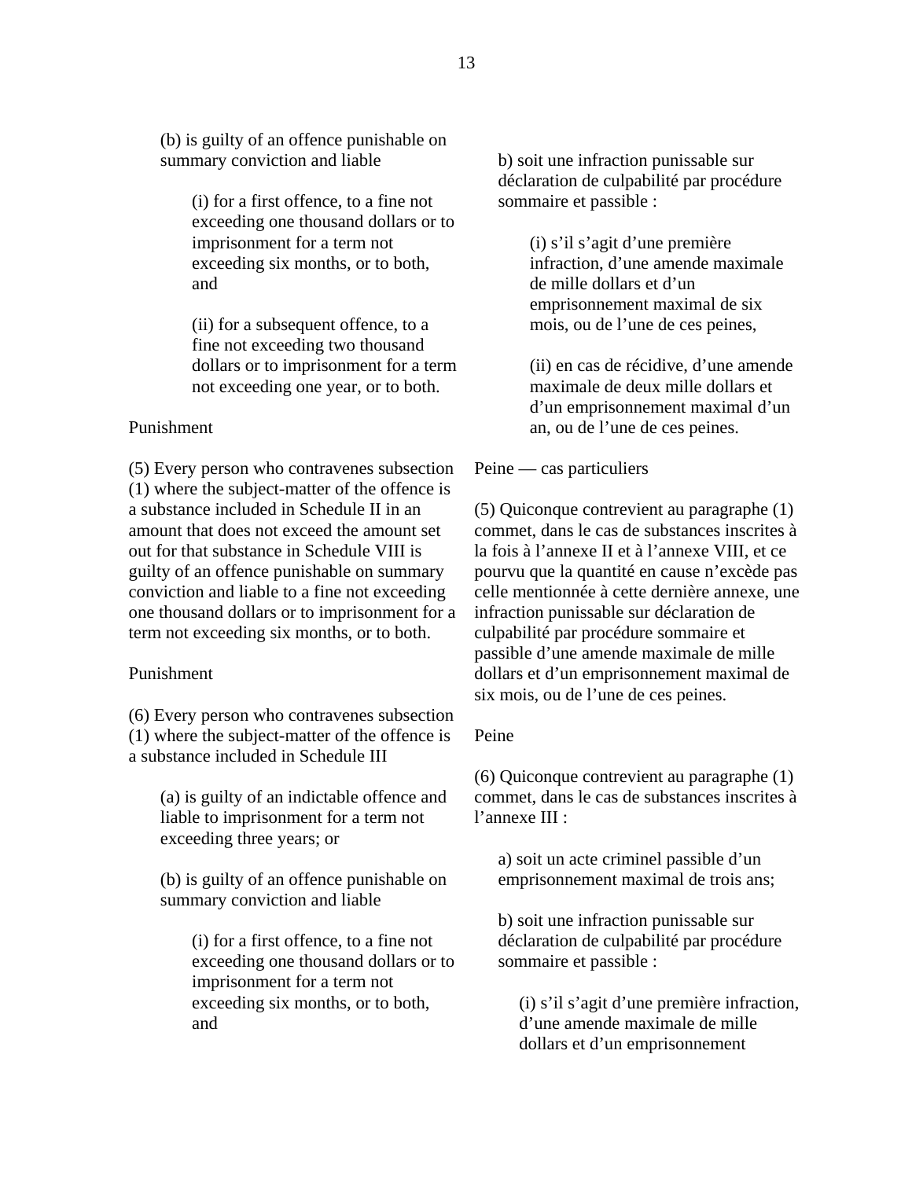(b) is guilty of an offence punishable on summary conviction and liable

(i) for a first offence, to a fine not exceeding one thousand dollars or to imprisonment for a term not exceeding six months, or to both, and

(ii) for a subsequent offence, to a fine not exceeding two thousand dollars or to imprisonment for a term not exceeding one year, or to both.

Punishment

(5) Every person who contravenes subsection (1) where the subject-matter of the offence is a substance included in Schedule II in an amount that does not exceed the amount set out for that substance in Schedule VIII is guilty of an offence punishable on summary conviction and liable to a fine not exceeding one thousand dollars or to imprisonment for a term not exceeding six months, or to both.

Punishment

(6) Every person who contravenes subsection (1) where the subject-matter of the offence is a substance included in Schedule III

(a) is guilty of an indictable offence and liable to imprisonment for a term not exceeding three years; or

(b) is guilty of an offence punishable on summary conviction and liable

(i) for a first offence, to a fine not exceeding one thousand dollars or to imprisonment for a term not exceeding six months, or to both, and

b) soit une infraction punissable sur déclaration de culpabilité par procédure sommaire et passible :

(i) s’il s’agit d’une première infraction, d’une amende maximale de mille dollars et d’un emprisonnement maximal de six mois, ou de l’une de ces peines,

(ii) en cas de récidive, d’une amende maximale de deux mille dollars et d’un emprisonnement maximal d’un an, ou de l’une de ces peines.

Peine — cas particuliers

(5) Quiconque contrevient au paragraphe (1) commet, dans le cas de substances inscrites à la fois à l’annexe II et à l’annexe VIII, et ce pourvu que la quantité en cause n’excède pas celle mentionnée à cette dernière annexe, une infraction punissable sur déclaration de culpabilité par procédure sommaire et passible d’une amende maximale de mille dollars et d’un emprisonnement maximal de six mois, ou de l’une de ces peines.

Peine

(6) Quiconque contrevient au paragraphe (1) commet, dans le cas de substances inscrites à l’annexe III :

a) soit un acte criminel passible d’un emprisonnement maximal de trois ans;

b) soit une infraction punissable sur déclaration de culpabilité par procédure sommaire et passible :

(i) s’il s’agit d’une première infraction, d’une amende maximale de mille dollars et d’un emprisonnement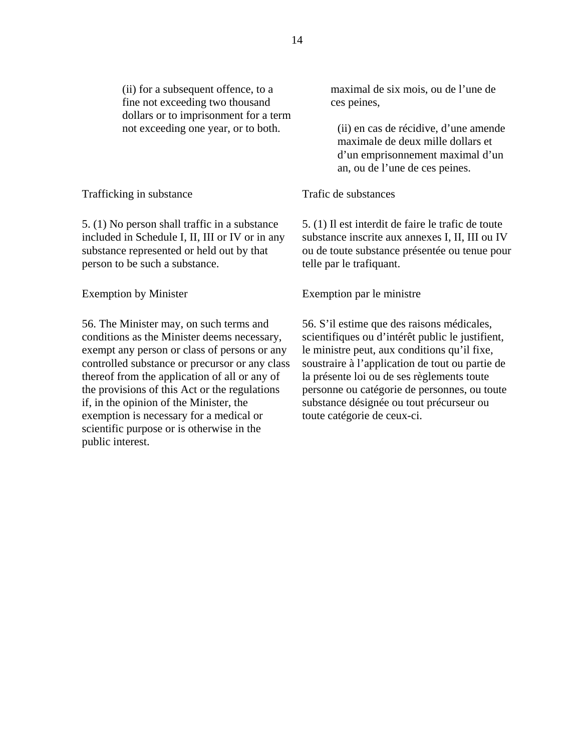(ii) for a subsequent offence, to a fine not exceeding two thousand dollars or to imprisonment for a term not exceeding one year, or to both.

maximal de six mois, ou de l'une de ces peines,

(ii) en cas de récidive, d'une amende maximale de deux mille dollars et d'un emprisonnement maximal d'un an, ou de l'une de ces peines.

Trafficking in substance

5. (1) No person shall traffic in a substance included in Schedule I, II, III or IV or in any substance represented or held out by that person to be such a substance.

Trafic de substances

5. (1) Il est interdit de faire le trafic de toute substance inscrite aux annexes I, II, III ou IV ou de toute substance présentée ou tenue pour telle par le trafiquant.

Exemption by Minister

56. The Minister may, on such terms and conditions as the Minister deems necessary, exempt any person or class of persons or any controlled substance or precursor or any class thereof from the application of all or any of the provisions of this Act or the regulations if, in the opinion of the Minister, the exemption is necessary for a medical or scientific purpose or is otherwise in the public interest.

Exemption par le ministre

56. S'il estime que des raisons médicales, scientifiques ou d'intérêt public le justifient, le ministre peut, aux conditions qu'il fixe, soustraire à l'application de tout ou partie de la présente loi ou de ses règlements toute personne ou catégorie de personnes, ou toute substance désignée ou tout précurseur ou toute catégorie de ceux-ci.